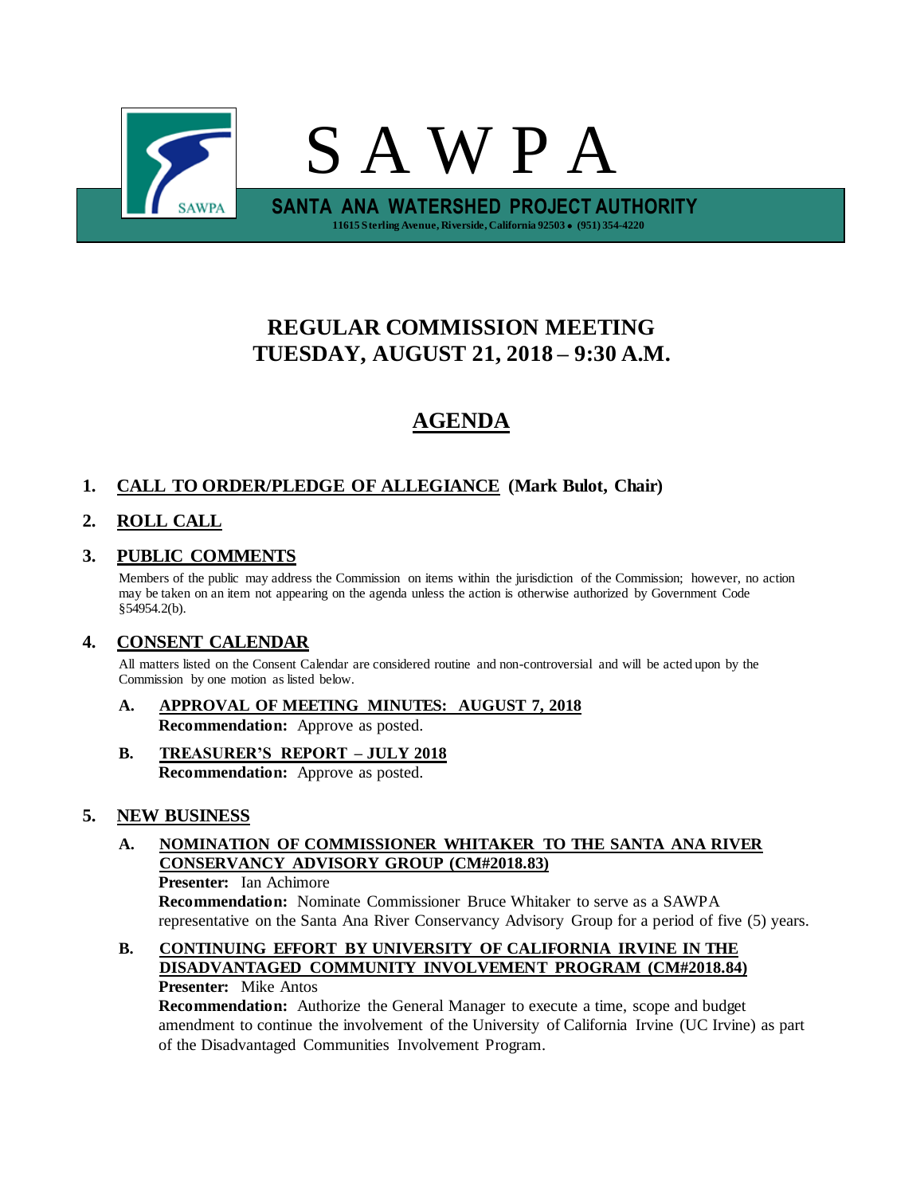# S A W P A

**SANTA ANA WATERSHED PROJECT AUTHORITY**

**11615 Sterling Avenue, Riverside, California 92503 • (951) 354-4220**

## REGULAR COMMISSION MEETING
## TUESDAY, AUGUST 21, 2018 – 9:30 A.M.

# AGENDA

**1. CALL TO ORDER/PLEDGE OF ALLEGIANCE (Mark Bulot, Chair)**

**2. ROLL CALL**

**3. PUBLIC COMMENTS**

Members of the public may address the Commission on items within the jurisdiction of the Commission; however, no action may be taken on an item not appearing on the agenda unless the action is otherwise authorized by Government Code §54954.2(b).

**4. CONSENT CALENDAR**

All matters listed on the Consent Calendar are considered routine and non-controversial and will be acted upon by the Commission by one motion as listed below.

**A. APPROVAL OF MEETING MINUTES: AUGUST 7, 2018**
**Recommendation:** Approve as posted.

**B. TREASURER'S REPORT – JULY 2018**
**Recommendation:** Approve as posted.

**5. NEW BUSINESS**

**A. NOMINATION OF COMMISSIONER WHITAKER TO THE SANTA ANA RIVER CONSERVANCY ADVISORY GROUP (CM#2018.83)**
**Presenter:** Ian Achimore
**Recommendation:** Nominate Commissioner Bruce Whitaker to serve as a SAWPA representative on the Santa Ana River Conservancy Advisory Group for a period of five (5) years.

**B. CONTINUING EFFORT BY UNIVERSITY OF CALIFORNIA IRVINE IN THE DISADVANTAGED COMMUNITY INVOLVEMENT PROGRAM (CM#2018.84)**
**Presenter:** Mike Antos
**Recommendation:** Authorize the General Manager to execute a time, scope and budget amendment to continue the involvement of the University of California Irvine (UC Irvine) as part of the Disadvantaged Communities Involvement Program.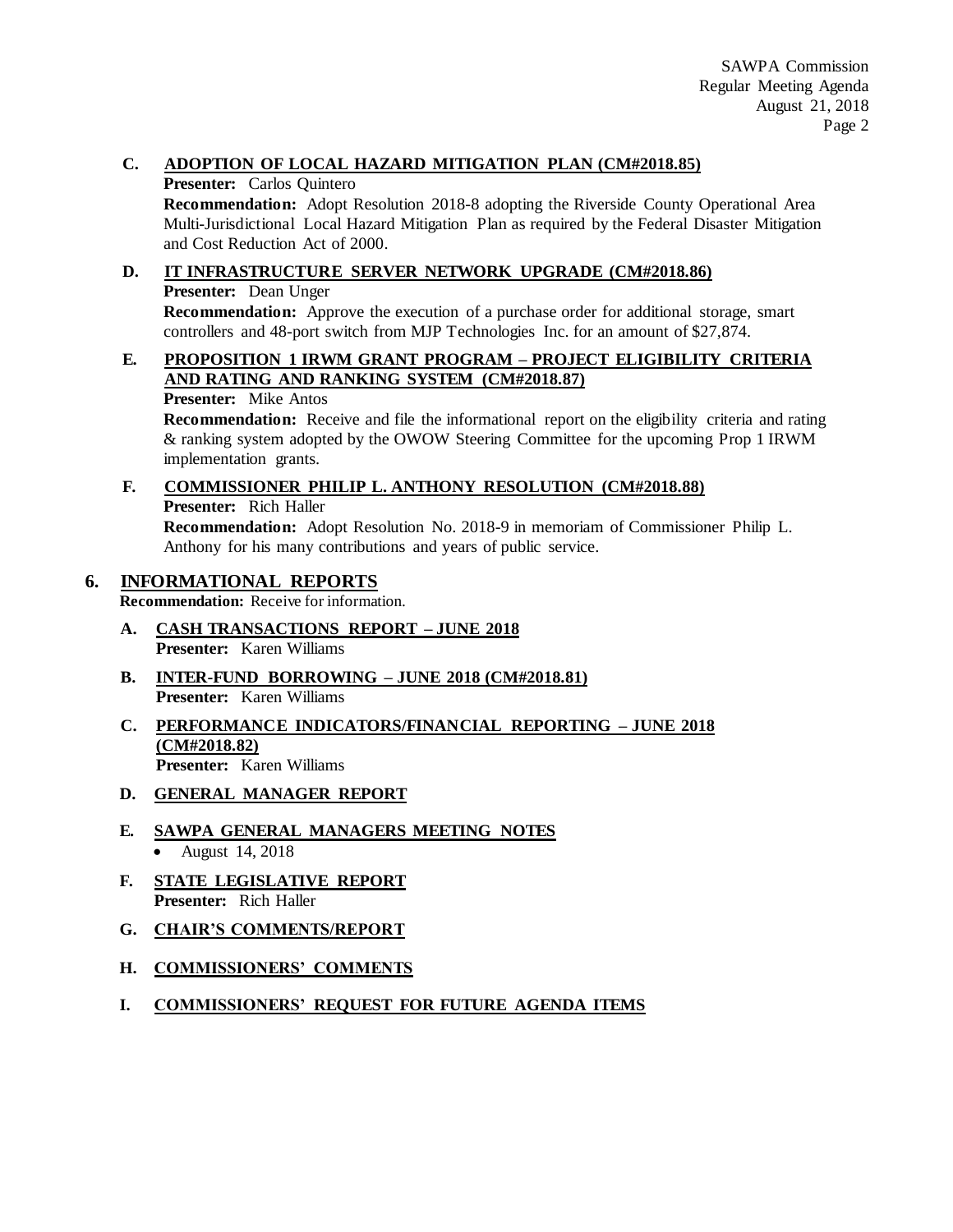**C. ADOPTION OF LOCAL HAZARD MITIGATION PLAN (CM#2018.85)**

**Presenter:** Carlos Quintero

**Recommendation:** Adopt Resolution 2018-8 adopting the Riverside County Operational Area Multi-Jurisdictional Local Hazard Mitigation Plan as required by the Federal Disaster Mitigation and Cost Reduction Act of 2000.

**D. IT INFRASTRUCTURE SERVER NETWORK UPGRADE (CM#2018.86)**

**Presenter:** Dean Unger

**Recommendation:** Approve the execution of a purchase order for additional storage, smart controllers and 48-port switch from MJP Technologies Inc. for an amount of $27,874.

**E. PROPOSITION 1 IRWM GRANT PROGRAM – PROJECT ELIGIBILITY CRITERIA AND RATING AND RANKING SYSTEM (CM#2018.87)**

**Presenter:** Mike Antos

**Recommendation:** Receive and file the informational report on the eligibility criteria and rating & ranking system adopted by the OWOW Steering Committee for the upcoming Prop 1 IRWM implementation grants.

**F. COMMISSIONER PHILIP L. ANTHONY RESOLUTION (CM#2018.88)**

**Presenter:** Rich Haller

**Recommendation:** Adopt Resolution No. 2018-9 in memoriam of Commissioner Philip L. Anthony for his many contributions and years of public service.

## 6. INFORMATIONAL REPORTS

**Recommendation:** Receive for information.

**A. CASH TRANSACTIONS REPORT – JUNE 2018**

**Presenter:** Karen Williams

**B. INTER-FUND BORROWING – JUNE 2018 (CM#2018.81)**

**Presenter:** Karen Williams

**C. PERFORMANCE INDICATORS/FINANCIAL REPORTING – JUNE 2018 (CM#2018.82)**

**Presenter:** Karen Williams

**D. GENERAL MANAGER REPORT**

**E. SAWPA GENERAL MANAGERS MEETING NOTES**

- August 14, 2018

**F. STATE LEGISLATIVE REPORT**

**Presenter:** Rich Haller

**G. CHAIR'S COMMENTS/REPORT**

**H. COMMISSIONERS' COMMENTS**

**I. COMMISSIONERS' REQUEST FOR FUTURE AGENDA ITEMS**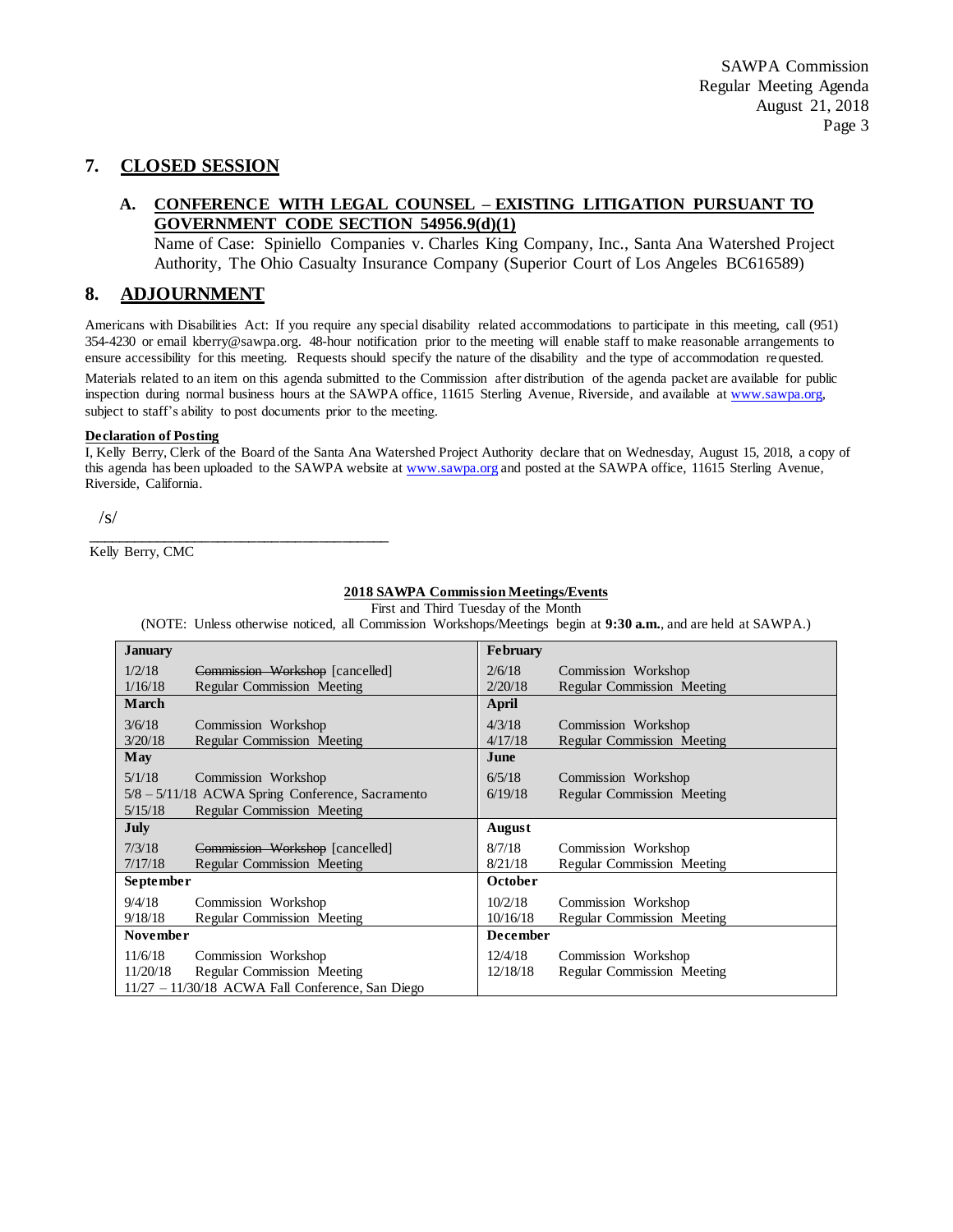## 7. CLOSED SESSION

### A. CONFERENCE WITH LEGAL COUNSEL – EXISTING LITIGATION PURSUANT TO GOVERNMENT CODE SECTION 54956.9(d)(1)

Name of Case: Spiniello Companies v. Charles King Company, Inc., Santa Ana Watershed Project Authority, The Ohio Casualty Insurance Company (Superior Court of Los Angeles BC616589)

## 8. ADJOURNMENT

Americans with Disabilities Act: If you require any special disability related accommodations to participate in this meeting, call (951) 354-4230 or email kberry@sawpa.org. 48-hour notification prior to the meeting will enable staff to make reasonable arrangements to ensure accessibility for this meeting. Requests should specify the nature of the disability and the type of accommodation requested.

Materials related to an item on this agenda submitted to the Commission after distribution of the agenda packet are available for public inspection during normal business hours at the SAWPA office, 11615 Sterling Avenue, Riverside, and available at www.sawpa.org, subject to staff's ability to post documents prior to the meeting.

**Declaration of Posting**

I, Kelly Berry, Clerk of the Board of the Santa Ana Watershed Project Authority declare that on Wednesday, August 15, 2018, a copy of this agenda has been uploaded to the SAWPA website at www.sawpa.org and posted at the SAWPA office, 11615 Sterling Avenue, Riverside, California.

/s/

\_\_\_\_\_\_\_\_\_\_\_\_\_\_\_\_\_\_\_\_\_\_\_\_\_\_\_\_\_\_\_\_\_\_\_\_\_\_\_\_

Kelly Berry, CMC

**2018 SAWPA Commission Meetings/Events**

First and Third Tuesday of the Month

(NOTE: Unless otherwise noticed, all Commission Workshops/Meetings begin at **9:30 a.m.**, and are held at SAWPA.)

| | |
|---|---|
| **January** | **February** |
| 1/2/18 ~~Commission Workshop~~ [cancelled]<br>1/16/18 Regular Commission Meeting | 2/6/18 Commission Workshop<br>2/20/18 Regular Commission Meeting |
| **March** | **April** |
| 3/6/18 Commission Workshop<br>3/20/18 Regular Commission Meeting | 4/3/18 Commission Workshop<br>4/17/18 Regular Commission Meeting |
| **May** | **June** |
| 5/1/18 Commission Workshop<br>5/8 – 5/11/18 ACWA Spring Conference, Sacramento<br>5/15/18 Regular Commission Meeting | 6/5/18 Commission Workshop<br>6/19/18 Regular Commission Meeting |
| **July** | **August** |
| 7/3/18 ~~Commission Workshop~~ [cancelled]<br>7/17/18 Regular Commission Meeting | 8/7/18 Commission Workshop<br>8/21/18 Regular Commission Meeting |
| **September** | **October** |
| 9/4/18 Commission Workshop<br>9/18/18 Regular Commission Meeting | 10/2/18 Commission Workshop<br>10/16/18 Regular Commission Meeting |
| **November** | **December** |
| 11/6/18 Commission Workshop<br>11/20/18 Regular Commission Meeting<br>11/27 – 11/30/18 ACWA Fall Conference, San Diego | 12/4/18 Commission Workshop<br>12/18/18 Regular Commission Meeting |